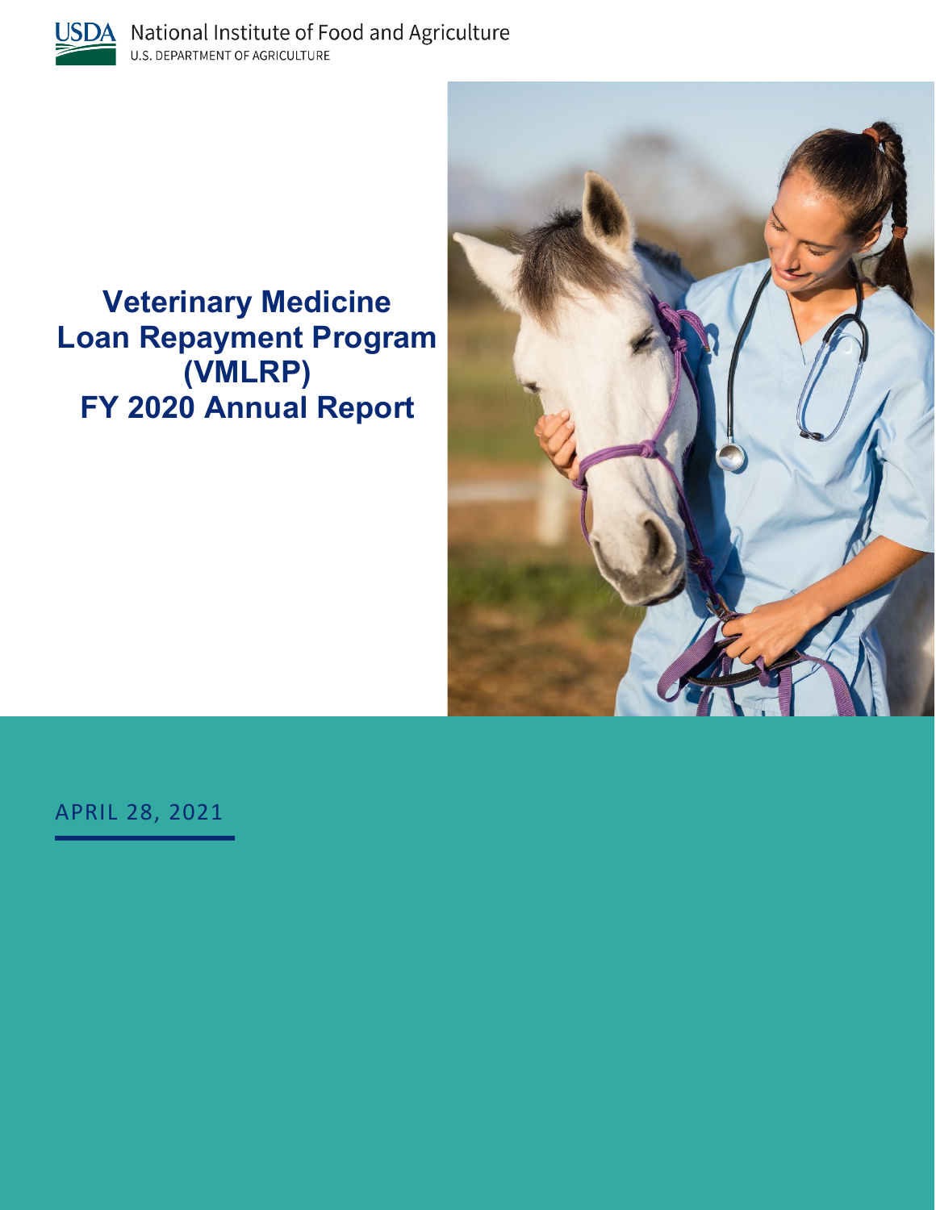USDA National Institute of Food and Agriculture
U.S. DEPARTMENT OF AGRICULTURE

# Veterinary Medicine Loan Repayment Program (VMLRP) FY 2020 Annual Report

APRIL 28, 2021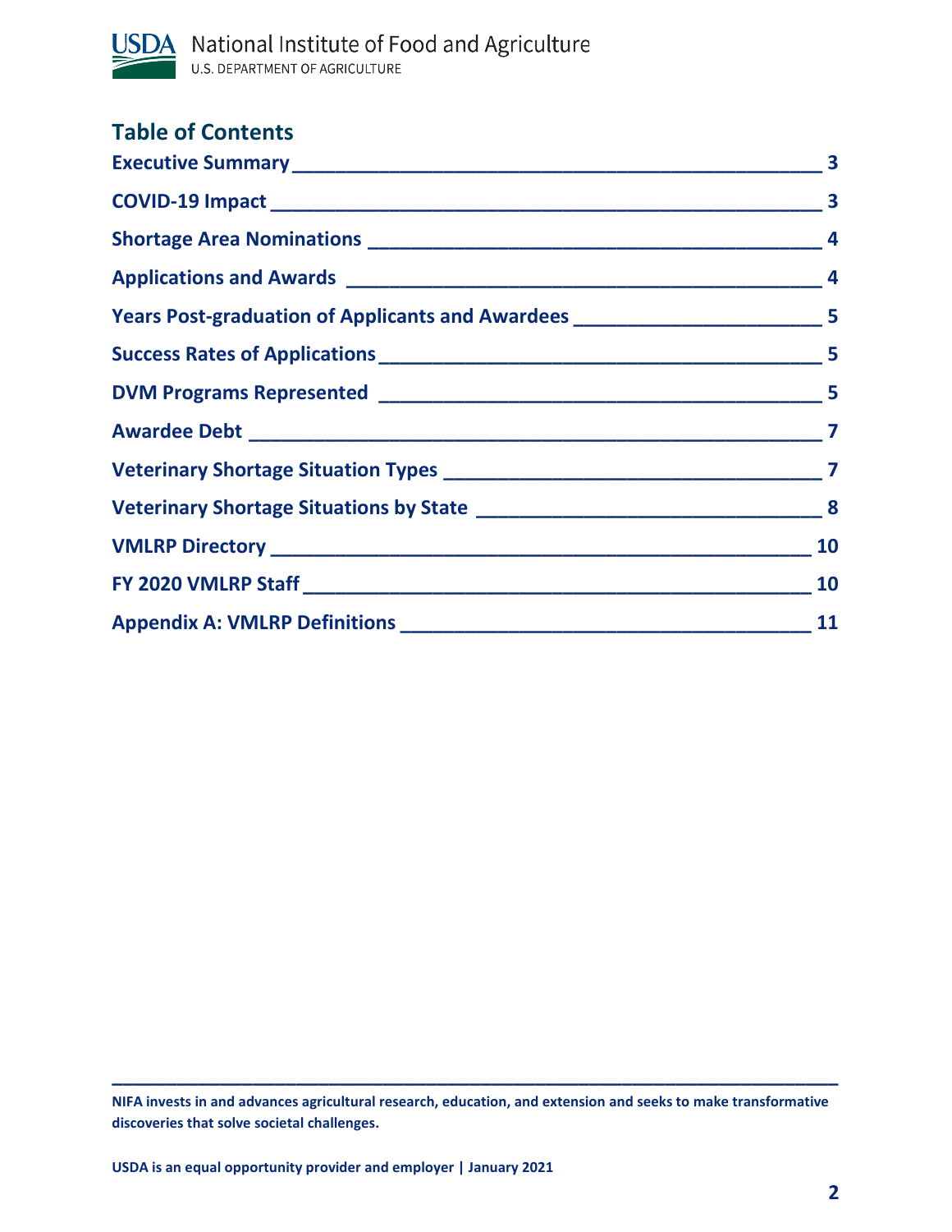## Table of Contents

| | |
|---|---|
| **Executive Summary** | **3** |
| **COVID-19 Impact** | **3** |
| **Shortage Area Nominations** | **4** |
| **Applications and Awards** | **4** |
| **Years Post-graduation of Applicants and Awardees** | **5** |
| **Success Rates of Applications** | **5** |
| **DVM Programs Represented** | **5** |
| **Awardee Debt** | **7** |
| **Veterinary Shortage Situation Types** | **7** |
| **Veterinary Shortage Situations by State** | **8** |
| **VMLRP Directory** | **10** |
| **FY 2020 VMLRP Staff** | **10** |
| **Appendix A: VMLRP Definitions** | **11** |

**NIFA invests in and advances agricultural research, education, and extension and seeks to make transformative discoveries that solve societal challenges.**

**USDA is an equal opportunity provider and employer | January 2021**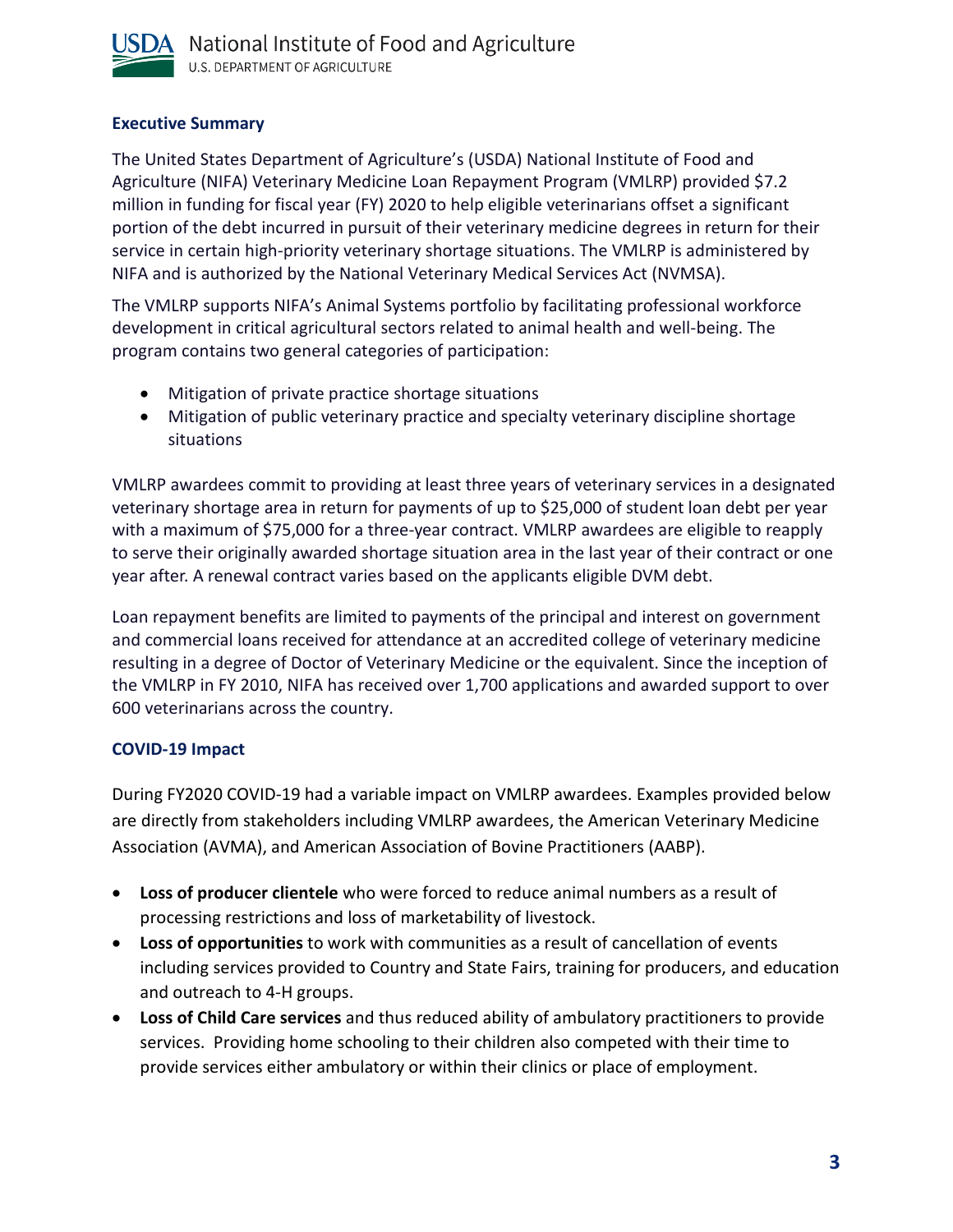## Executive Summary

The United States Department of Agriculture's (USDA) National Institute of Food and Agriculture (NIFA) Veterinary Medicine Loan Repayment Program (VMLRP) provided $7.2 million in funding for fiscal year (FY) 2020 to help eligible veterinarians offset a significant portion of the debt incurred in pursuit of their veterinary medicine degrees in return for their service in certain high-priority veterinary shortage situations. The VMLRP is administered by NIFA and is authorized by the National Veterinary Medical Services Act (NVMSA).

The VMLRP supports NIFA's Animal Systems portfolio by facilitating professional workforce development in critical agricultural sectors related to animal health and well-being. The program contains two general categories of participation:

- Mitigation of private practice shortage situations
- Mitigation of public veterinary practice and specialty veterinary discipline shortage situations

VMLRP awardees commit to providing at least three years of veterinary services in a designated veterinary shortage area in return for payments of up to $25,000 of student loan debt per year with a maximum of $75,000 for a three-year contract. VMLRP awardees are eligible to reapply to serve their originally awarded shortage situation area in the last year of their contract or one year after. A renewal contract varies based on the applicants eligible DVM debt.

Loan repayment benefits are limited to payments of the principal and interest on government and commercial loans received for attendance at an accredited college of veterinary medicine resulting in a degree of Doctor of Veterinary Medicine or the equivalent. Since the inception of the VMLRP in FY 2010, NIFA has received over 1,700 applications and awarded support to over 600 veterinarians across the country.

## COVID-19 Impact

During FY2020 COVID-19 had a variable impact on VMLRP awardees. Examples provided below are directly from stakeholders including VMLRP awardees, the American Veterinary Medicine Association (AVMA), and American Association of Bovine Practitioners (AABP).

- **Loss of producer clientele** who were forced to reduce animal numbers as a result of processing restrictions and loss of marketability of livestock.
- **Loss of opportunities** to work with communities as a result of cancellation of events including services provided to Country and State Fairs, training for producers, and education and outreach to 4-H groups.
- **Loss of Child Care services** and thus reduced ability of ambulatory practitioners to provide services. Providing home schooling to their children also competed with their time to provide services either ambulatory or within their clinics or place of employment.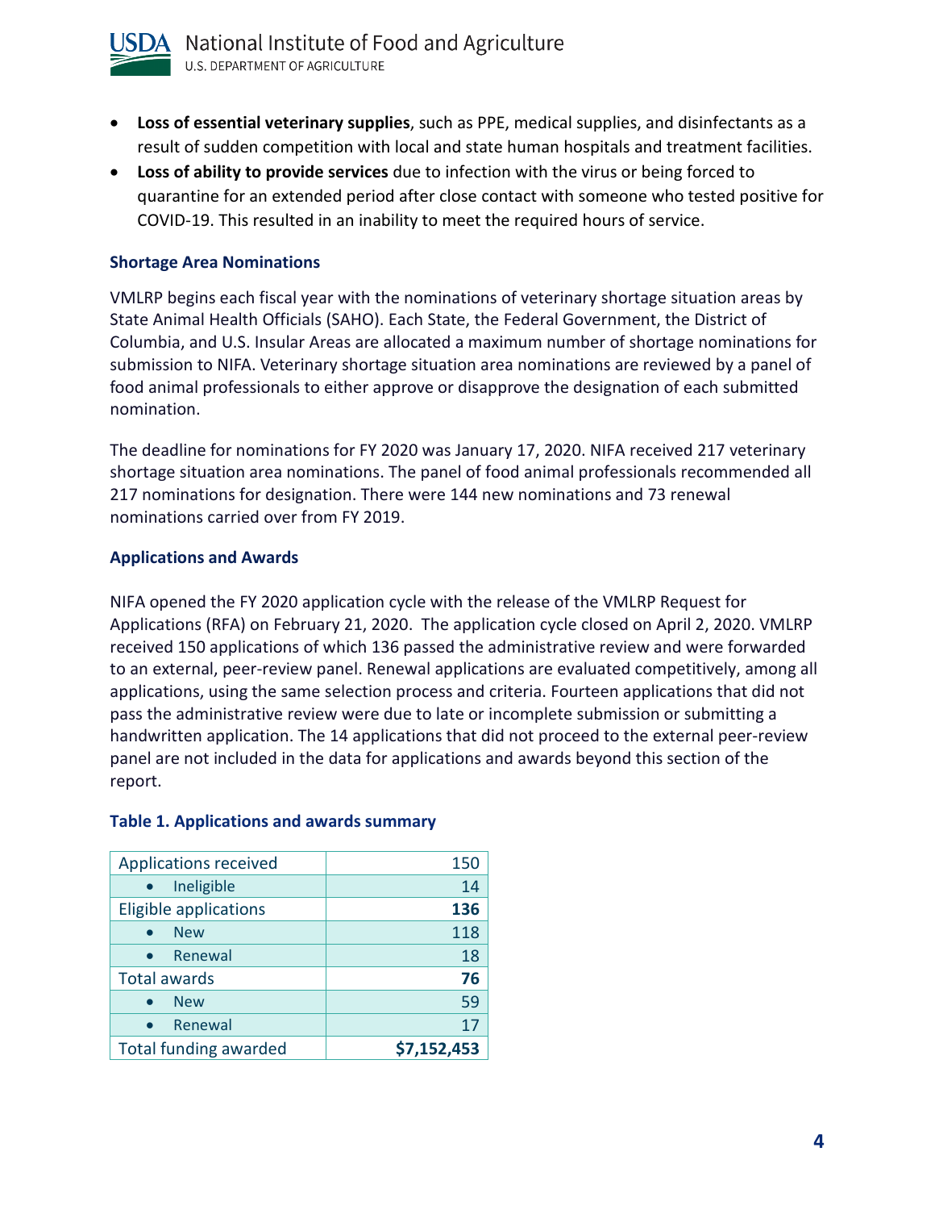- **Loss of essential veterinary supplies**, such as PPE, medical supplies, and disinfectants as a result of sudden competition with local and state human hospitals and treatment facilities.
- **Loss of ability to provide services** due to infection with the virus or being forced to quarantine for an extended period after close contact with someone who tested positive for COVID-19. This resulted in an inability to meet the required hours of service.

### Shortage Area Nominations

VMLRP begins each fiscal year with the nominations of veterinary shortage situation areas by State Animal Health Officials (SAHO). Each State, the Federal Government, the District of Columbia, and U.S. Insular Areas are allocated a maximum number of shortage nominations for submission to NIFA. Veterinary shortage situation area nominations are reviewed by a panel of food animal professionals to either approve or disapprove the designation of each submitted nomination.

The deadline for nominations for FY 2020 was January 17, 2020. NIFA received 217 veterinary shortage situation area nominations. The panel of food animal professionals recommended all 217 nominations for designation. There were 144 new nominations and 73 renewal nominations carried over from FY 2019.

### Applications and Awards

NIFA opened the FY 2020 application cycle with the release of the VMLRP Request for Applications (RFA) on February 21, 2020. The application cycle closed on April 2, 2020. VMLRP received 150 applications of which 136 passed the administrative review and were forwarded to an external, peer-review panel. Renewal applications are evaluated competitively, among all applications, using the same selection process and criteria. Fourteen applications that did not pass the administrative review were due to late or incomplete submission or submitting a handwritten application. The 14 applications that did not proceed to the external peer-review panel are not included in the data for applications and awards beyond this section of the report.

**Table 1. Applications and awards summary**

| | |
|---|---:|
| Applications received | 150 |
| • Ineligible | 14 |
| Eligible applications | **136** |
| • New | 118 |
| • Renewal | 18 |
| Total awards | **76** |
| • New | 59 |
| • Renewal | 17 |
| Total funding awarded | **$7,152,453** |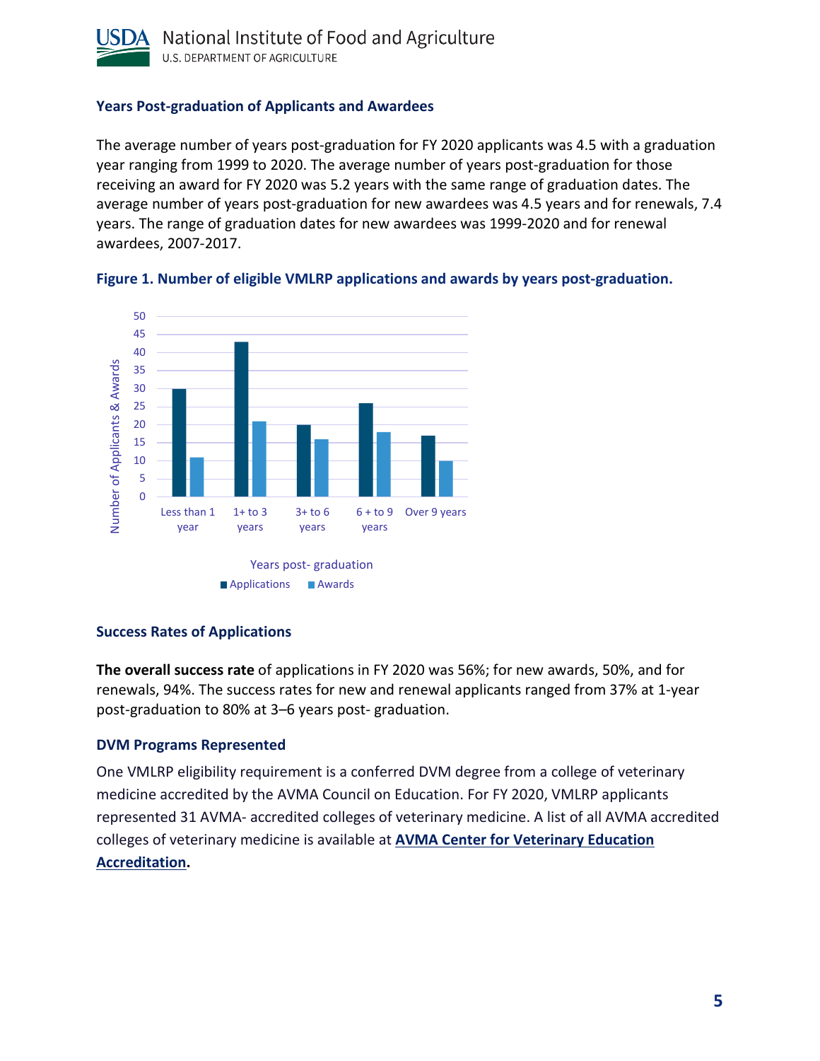### Years Post-graduation of Applicants and Awardees

The average number of years post-graduation for FY 2020 applicants was 4.5 with a graduation year ranging from 1999 to 2020. The average number of years post-graduation for those receiving an award for FY 2020 was 5.2 years with the same range of graduation dates. The average number of years post-graduation for new awardees was 4.5 years and for renewals, 7.4 years. The range of graduation dates for new awardees was 1999-2020 and for renewal awardees, 2007-2017.

**Figure 1. Number of eligible VMLRP applications and awards by years post-graduation.**

### Success Rates of Applications

**The overall success rate** of applications in FY 2020 was 56%; for new awards, 50%, and for renewals, 94%. The success rates for new and renewal applicants ranged from 37% at 1-year post-graduation to 80% at 3–6 years post- graduation.

### DVM Programs Represented

One VMLRP eligibility requirement is a conferred DVM degree from a college of veterinary medicine accredited by the AVMA Council on Education. For FY 2020, VMLRP applicants represented 31 AVMA- accredited colleges of veterinary medicine. A list of all AVMA accredited colleges of veterinary medicine is available at **AVMA Center for Veterinary Education Accreditation.**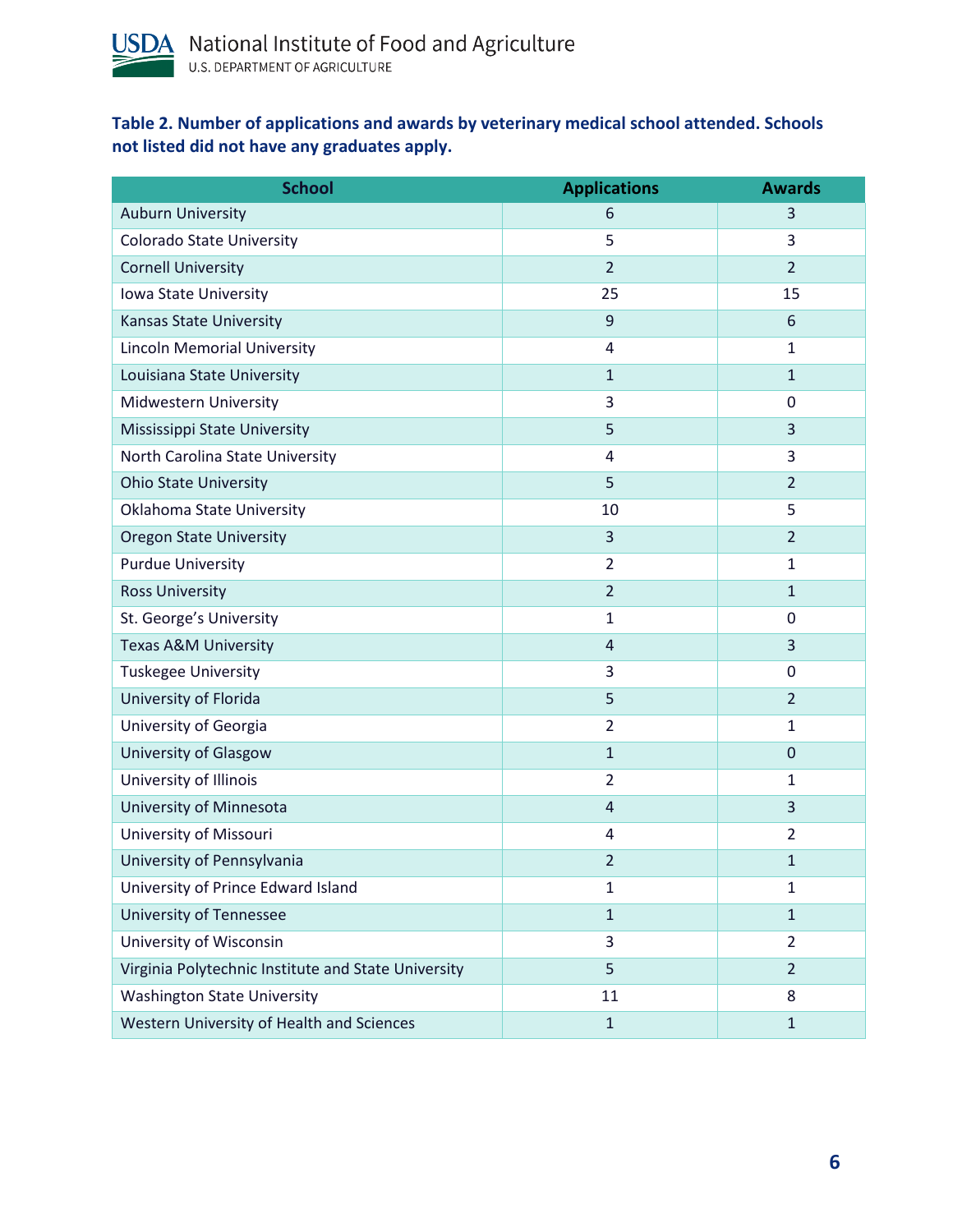**Table 2. Number of applications and awards by veterinary medical school attended. Schools not listed did not have any graduates apply.**

| School | Applications | Awards |
|---|---|---|
| Auburn University | 6 | 3 |
| Colorado State University | 5 | 3 |
| Cornell University | 2 | 2 |
| Iowa State University | 25 | 15 |
| Kansas State University | 9 | 6 |
| Lincoln Memorial University | 4 | 1 |
| Louisiana State University | 1 | 1 |
| Midwestern University | 3 | 0 |
| Mississippi State University | 5 | 3 |
| North Carolina State University | 4 | 3 |
| Ohio State University | 5 | 2 |
| Oklahoma State University | 10 | 5 |
| Oregon State University | 3 | 2 |
| Purdue University | 2 | 1 |
| Ross University | 2 | 1 |
| St. George's University | 1 | 0 |
| Texas A&M University | 4 | 3 |
| Tuskegee University | 3 | 0 |
| University of Florida | 5 | 2 |
| University of Georgia | 2 | 1 |
| University of Glasgow | 1 | 0 |
| University of Illinois | 2 | 1 |
| University of Minnesota | 4 | 3 |
| University of Missouri | 4 | 2 |
| University of Pennsylvania | 2 | 1 |
| University of Prince Edward Island | 1 | 1 |
| University of Tennessee | 1 | 1 |
| University of Wisconsin | 3 | 2 |
| Virginia Polytechnic Institute and State University | 5 | 2 |
| Washington State University | 11 | 8 |
| Western University of Health and Sciences | 1 | 1 |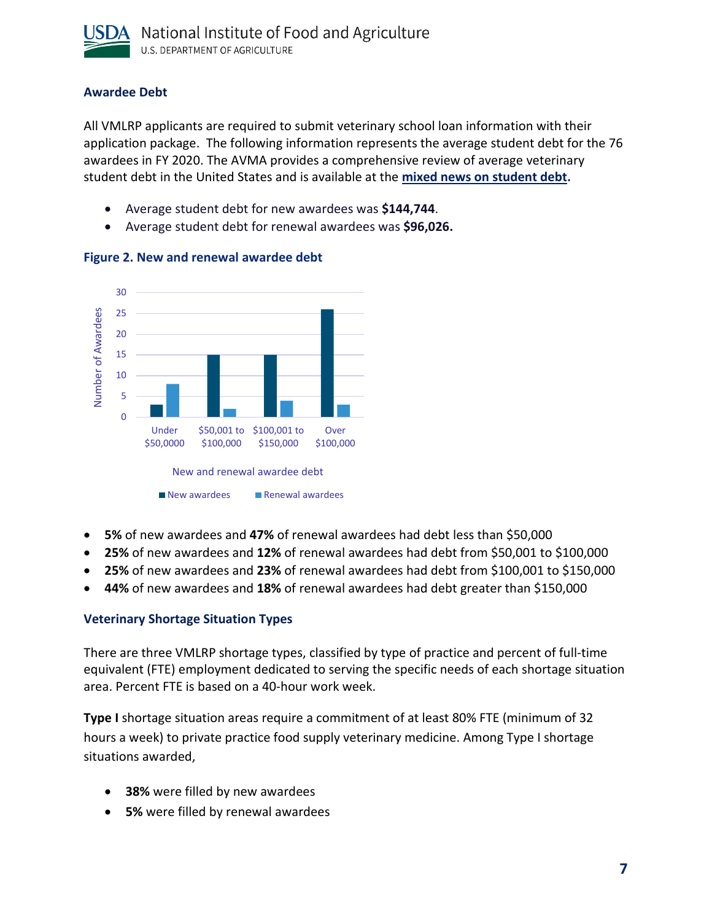### Awardee Debt

All VMLRP applicants are required to submit veterinary school loan information with their application package. The following information represents the average student debt for the 76 awardees in FY 2020. The AVMA provides a comprehensive review of average veterinary student debt in the United States and is available at the **mixed news on student debt.**

- Average student debt for new awardees was **$144,744**.
- Average student debt for renewal awardees was **$96,026.**

**Figure 2. New and renewal awardee debt**

- **5%** of new awardees and **47%** of renewal awardees had debt less than $50,000
- **25%** of new awardees and **12%** of renewal awardees had debt from $50,001 to $100,000
- **25%** of new awardees and **23%** of renewal awardees had debt from $100,001 to $150,000
- **44%** of new awardees and **18%** of renewal awardees had debt greater than $150,000

### Veterinary Shortage Situation Types

There are three VMLRP shortage types, classified by type of practice and percent of full-time equivalent (FTE) employment dedicated to serving the specific needs of each shortage situation area. Percent FTE is based on a 40-hour work week.

**Type I** shortage situation areas require a commitment of at least 80% FTE (minimum of 32 hours a week) to private practice food supply veterinary medicine. Among Type I shortage situations awarded,

- **38%** were filled by new awardees
- **5%** were filled by renewal awardees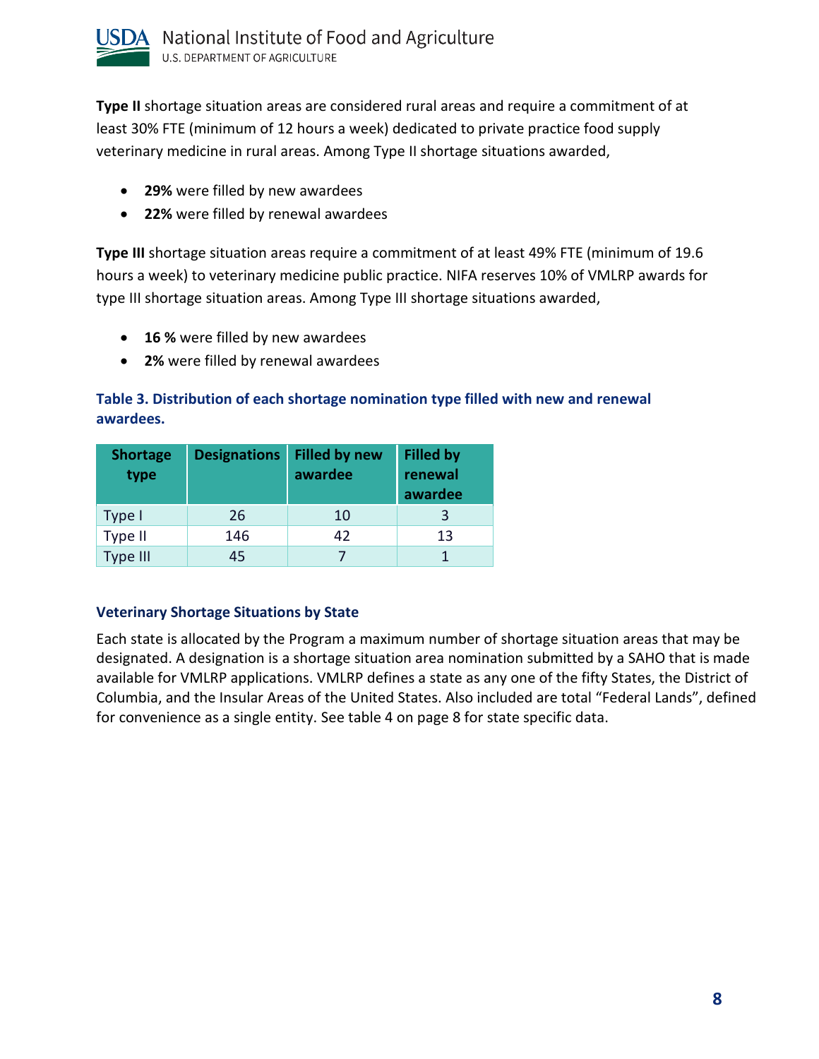**Type II** shortage situation areas are considered rural areas and require a commitment of at least 30% FTE (minimum of 12 hours a week) dedicated to private practice food supply veterinary medicine in rural areas. Among Type II shortage situations awarded,

- **29%** were filled by new awardees
- **22%** were filled by renewal awardees

**Type III** shortage situation areas require a commitment of at least 49% FTE (minimum of 19.6 hours a week) to veterinary medicine public practice. NIFA reserves 10% of VMLRP awards for type III shortage situation areas. Among Type III shortage situations awarded,

- **16 %** were filled by new awardees
- **2%** were filled by renewal awardees

### Table 3. Distribution of each shortage nomination type filled with new and renewal awardees.

| Shortage type | Designations | Filled by new awardee | Filled by renewal awardee |
|---|---|---|---|
| Type I | 26 | 10 | 3 |
| Type II | 146 | 42 | 13 |
| Type III | 45 | 7 | 1 |

### Veterinary Shortage Situations by State

Each state is allocated by the Program a maximum number of shortage situation areas that may be designated. A designation is a shortage situation area nomination submitted by a SAHO that is made available for VMLRP applications. VMLRP defines a state as any one of the fifty States, the District of Columbia, and the Insular Areas of the United States. Also included are total "Federal Lands", defined for convenience as a single entity. See table 4 on page 8 for state specific data.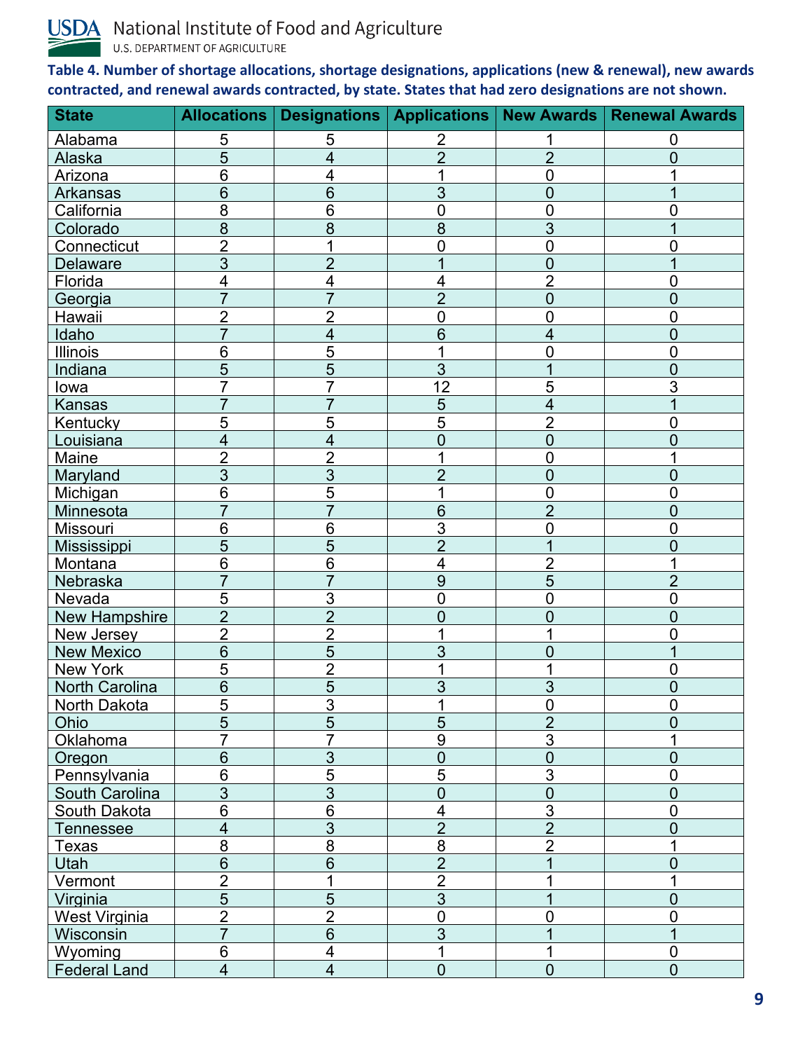USDA National Institute of Food and Agriculture
U.S. DEPARTMENT OF AGRICULTURE

**Table 4. Number of shortage allocations, shortage designations, applications (new & renewal), new awards contracted, and renewal awards contracted, by state. States that had zero designations are not shown.**

| State | Allocations | Designations | Applications | New Awards | Renewal Awards |
|---|---|---|---|---|---|
| Alabama | 5 | 5 | 2 | 1 | 0 |
| Alaska | 5 | 4 | 2 | 2 | 0 |
| Arizona | 6 | 4 | 1 | 0 | 1 |
| Arkansas | 6 | 6 | 3 | 0 | 1 |
| California | 8 | 6 | 0 | 0 | 0 |
| Colorado | 8 | 8 | 8 | 3 | 1 |
| Connecticut | 2 | 1 | 0 | 0 | 0 |
| Delaware | 3 | 2 | 1 | 0 | 1 |
| Florida | 4 | 4 | 4 | 2 | 0 |
| Georgia | 7 | 7 | 2 | 0 | 0 |
| Hawaii | 2 | 2 | 0 | 0 | 0 |
| Idaho | 7 | 4 | 6 | 4 | 0 |
| Illinois | 6 | 5 | 1 | 0 | 0 |
| Indiana | 5 | 5 | 3 | 1 | 0 |
| Iowa | 7 | 7 | 12 | 5 | 3 |
| Kansas | 7 | 7 | 5 | 4 | 1 |
| Kentucky | 5 | 5 | 5 | 2 | 0 |
| Louisiana | 4 | 4 | 0 | 0 | 0 |
| Maine | 2 | 2 | 1 | 0 | 1 |
| Maryland | 3 | 3 | 2 | 0 | 0 |
| Michigan | 6 | 5 | 1 | 0 | 0 |
| Minnesota | 7 | 7 | 6 | 2 | 0 |
| Missouri | 6 | 6 | 3 | 0 | 0 |
| Mississippi | 5 | 5 | 2 | 1 | 0 |
| Montana | 6 | 6 | 4 | 2 | 1 |
| Nebraska | 7 | 7 | 9 | 5 | 2 |
| Nevada | 5 | 3 | 0 | 0 | 0 |
| New Hampshire | 2 | 2 | 0 | 0 | 0 |
| New Jersey | 2 | 2 | 1 | 1 | 0 |
| New Mexico | 6 | 5 | 3 | 0 | 1 |
| New York | 5 | 2 | 1 | 1 | 0 |
| North Carolina | 6 | 5 | 3 | 3 | 0 |
| North Dakota | 5 | 3 | 1 | 0 | 0 |
| Ohio | 5 | 5 | 5 | 2 | 0 |
| Oklahoma | 7 | 7 | 9 | 3 | 1 |
| Oregon | 6 | 3 | 0 | 0 | 0 |
| Pennsylvania | 6 | 5 | 5 | 3 | 0 |
| South Carolina | 3 | 3 | 0 | 0 | 0 |
| South Dakota | 6 | 6 | 4 | 3 | 0 |
| Tennessee | 4 | 3 | 2 | 2 | 0 |
| Texas | 8 | 8 | 8 | 2 | 1 |
| Utah | 6 | 6 | 2 | 1 | 0 |
| Vermont | 2 | 1 | 2 | 1 | 1 |
| Virginia | 5 | 5 | 3 | 1 | 0 |
| West Virginia | 2 | 2 | 0 | 0 | 0 |
| Wisconsin | 7 | 6 | 3 | 1 | 1 |
| Wyoming | 6 | 4 | 1 | 1 | 0 |
| Federal Land | 4 | 4 | 0 | 0 | 0 |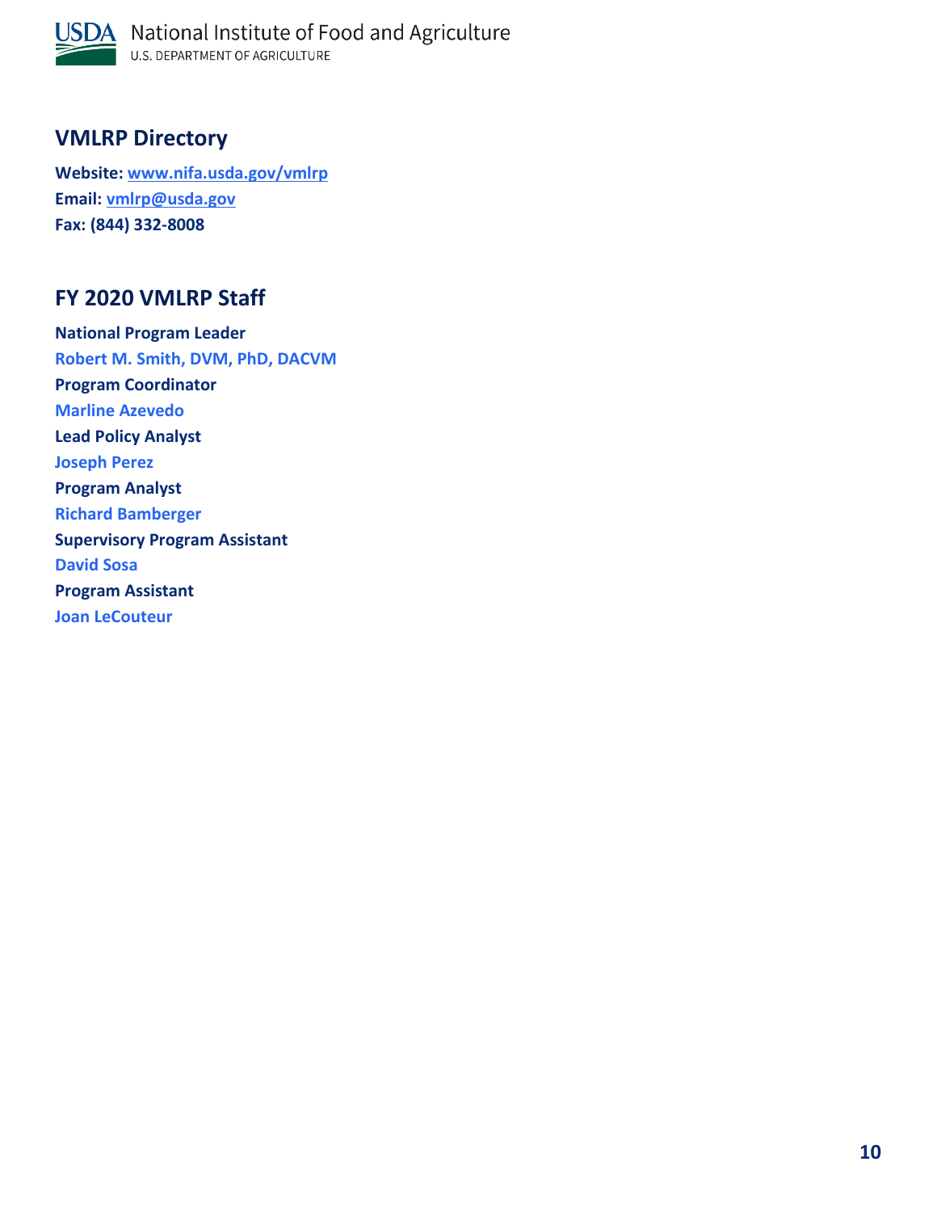## VMLRP Directory

**Website:** [www.nifa.usda.gov/vmlrp](http://www.nifa.usda.gov/vmlrp)
**Email:** [vmlrp@usda.gov](mailto:vmlrp@usda.gov)
**Fax: (844) 332-8008**

## FY 2020 VMLRP Staff

**National Program Leader**
**Robert M. Smith, DVM, PhD, DACVM**
**Program Coordinator**
**Marline Azevedo**
**Lead Policy Analyst**
**Joseph Perez**
**Program Analyst**
**Richard Bamberger**
**Supervisory Program Assistant**
**David Sosa**
**Program Assistant**
**Joan LeCouteur**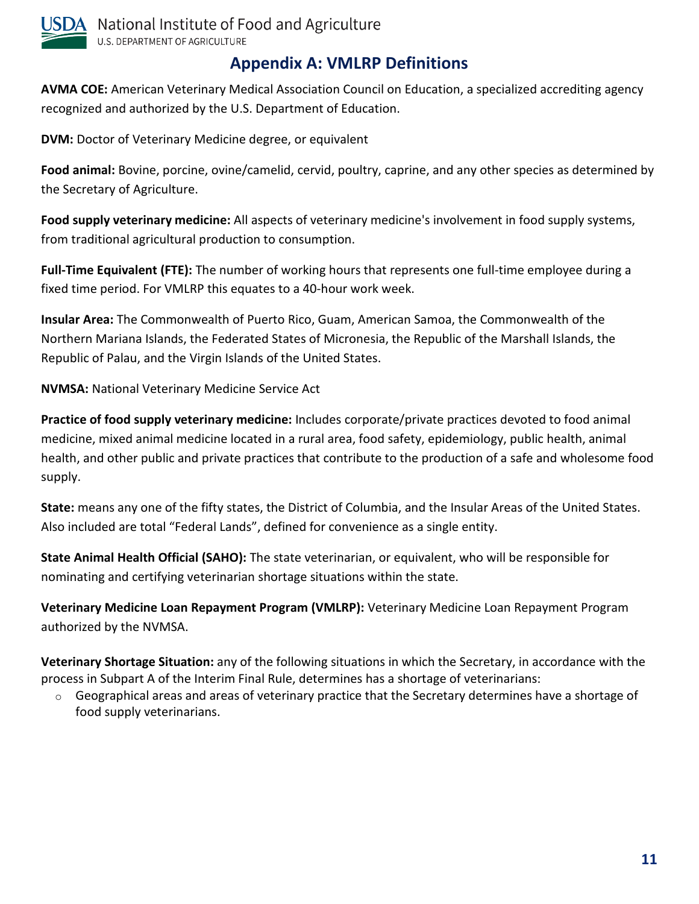## Appendix A: VMLRP Definitions

**AVMA COE:** American Veterinary Medical Association Council on Education, a specialized accrediting agency recognized and authorized by the U.S. Department of Education.

**DVM:** Doctor of Veterinary Medicine degree, or equivalent

**Food animal:** Bovine, porcine, ovine/camelid, cervid, poultry, caprine, and any other species as determined by the Secretary of Agriculture.

**Food supply veterinary medicine:** All aspects of veterinary medicine's involvement in food supply systems, from traditional agricultural production to consumption.

**Full-Time Equivalent (FTE):** The number of working hours that represents one full-time employee during a fixed time period. For VMLRP this equates to a 40-hour work week.

**Insular Area:** The Commonwealth of Puerto Rico, Guam, American Samoa, the Commonwealth of the Northern Mariana Islands, the Federated States of Micronesia, the Republic of the Marshall Islands, the Republic of Palau, and the Virgin Islands of the United States.

**NVMSA:** National Veterinary Medicine Service Act

**Practice of food supply veterinary medicine:** Includes corporate/private practices devoted to food animal medicine, mixed animal medicine located in a rural area, food safety, epidemiology, public health, animal health, and other public and private practices that contribute to the production of a safe and wholesome food supply.

**State:** means any one of the fifty states, the District of Columbia, and the Insular Areas of the United States. Also included are total "Federal Lands", defined for convenience as a single entity.

**State Animal Health Official (SAHO):** The state veterinarian, or equivalent, who will be responsible for nominating and certifying veterinarian shortage situations within the state.

**Veterinary Medicine Loan Repayment Program (VMLRP):** Veterinary Medicine Loan Repayment Program authorized by the NVMSA.

**Veterinary Shortage Situation:** any of the following situations in which the Secretary, in accordance with the process in Subpart A of the Interim Final Rule, determines has a shortage of veterinarians:

- Geographical areas and areas of veterinary practice that the Secretary determines have a shortage of food supply veterinarians.